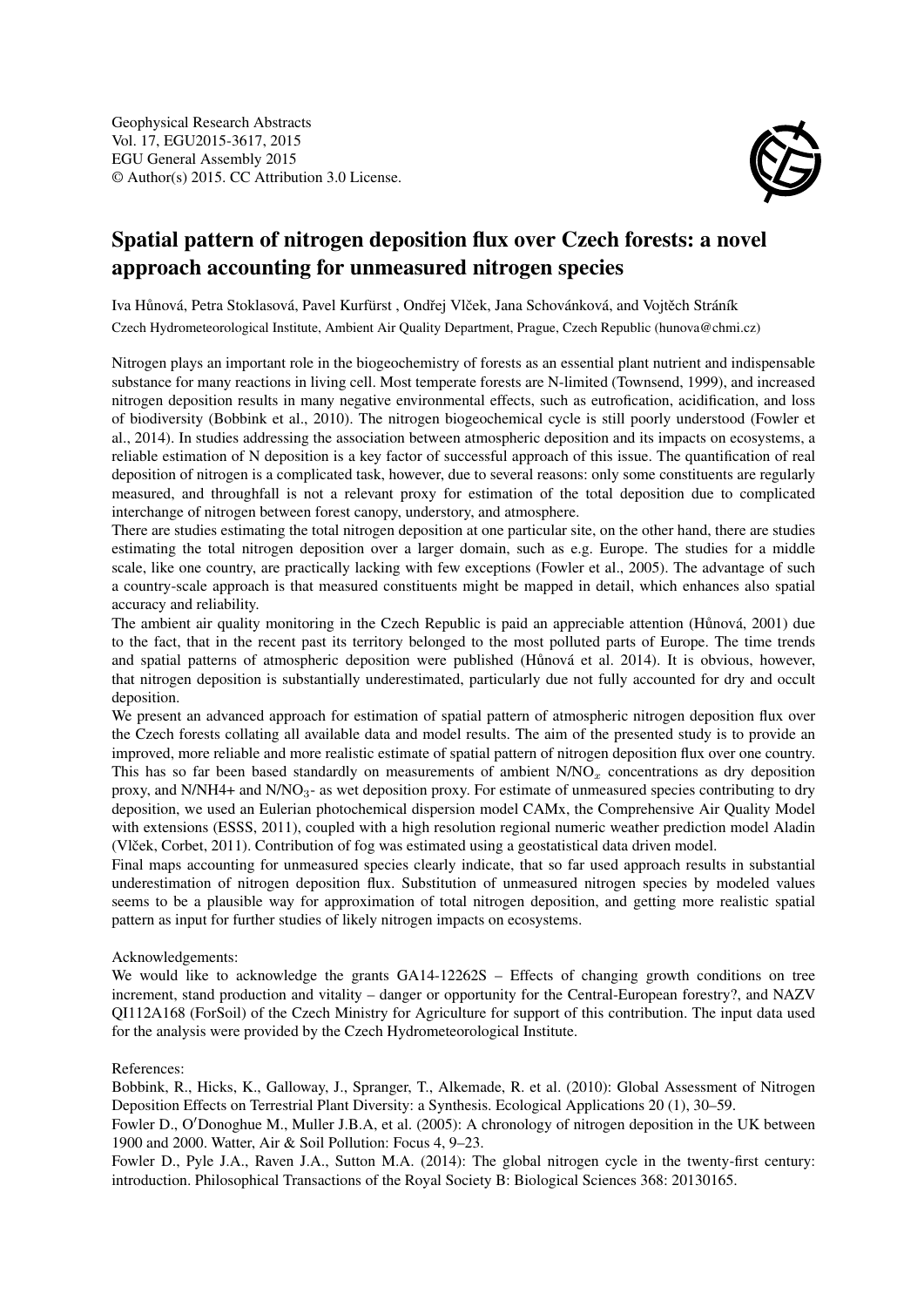Geophysical Research Abstracts
Vol. 17, EGU2015-3617, 2015
EGU General Assembly 2015
© Author(s) 2015. CC Attribution 3.0 License.

# Spatial pattern of nitrogen deposition flux over Czech forests: a novel approach accounting for unmeasured nitrogen species

Iva Hůnová, Petra Stoklasová, Pavel Kurfürst , Ondřej Vlček, Jana Schovánková, and Vojtěch Stráník

Czech Hydrometeorological Institute, Ambient Air Quality Department, Prague, Czech Republic (hunova@chmi.cz)

Nitrogen plays an important role in the biogeochemistry of forests as an essential plant nutrient and indispensable substance for many reactions in living cell. Most temperate forests are N-limited (Townsend, 1999), and increased nitrogen deposition results in many negative environmental effects, such as eutrofication, acidification, and loss of biodiversity (Bobbink et al., 2010). The nitrogen biogeochemical cycle is still poorly understood (Fowler et al., 2014). In studies addressing the association between atmospheric deposition and its impacts on ecosystems, a reliable estimation of N deposition is a key factor of successful approach of this issue. The quantification of real deposition of nitrogen is a complicated task, however, due to several reasons: only some constituents are regularly measured, and throughfall is not a relevant proxy for estimation of the total deposition due to complicated interchange of nitrogen between forest canopy, understory, and atmosphere.

There are studies estimating the total nitrogen deposition at one particular site, on the other hand, there are studies estimating the total nitrogen deposition over a larger domain, such as e.g. Europe. The studies for a middle scale, like one country, are practically lacking with few exceptions (Fowler et al., 2005). The advantage of such a country-scale approach is that measured constituents might be mapped in detail, which enhances also spatial accuracy and reliability.

The ambient air quality monitoring in the Czech Republic is paid an appreciable attention (Hůnová, 2001) due to the fact, that in the recent past its territory belonged to the most polluted parts of Europe. The time trends and spatial patterns of atmospheric deposition were published (Hůnová et al. 2014). It is obvious, however, that nitrogen deposition is substantially underestimated, particularly due not fully accounted for dry and occult deposition.

We present an advanced approach for estimation of spatial pattern of atmospheric nitrogen deposition flux over the Czech forests collating all available data and model results. The aim of the presented study is to provide an improved, more reliable and more realistic estimate of spatial pattern of nitrogen deposition flux over one country. This has so far been based standardly on measurements of ambient N/$NO_x$ concentrations as dry deposition proxy, and N/NH4+ and N/$NO_3$- as wet deposition proxy. For estimate of unmeasured species contributing to dry deposition, we used an Eulerian photochemical dispersion model CAMx, the Comprehensive Air Quality Model with extensions (ESSS, 2011), coupled with a high resolution regional numeric weather prediction model Aladin (Vlček, Corbet, 2011). Contribution of fog was estimated using a geostatistical data driven model.

Final maps accounting for unmeasured species clearly indicate, that so far used approach results in substantial underestimation of nitrogen deposition flux. Substitution of unmeasured nitrogen species by modeled values seems to be a plausible way for approximation of total nitrogen deposition, and getting more realistic spatial pattern as input for further studies of likely nitrogen impacts on ecosystems.

Acknowledgements:

We would like to acknowledge the grants GA14-12262S – Effects of changing growth conditions on tree increment, stand production and vitality – danger or opportunity for the Central-European forestry?, and NAZV QI112A168 (ForSoil) of the Czech Ministry for Agriculture for support of this contribution. The input data used for the analysis were provided by the Czech Hydrometeorological Institute.

References:

Bobbink, R., Hicks, K., Galloway, J., Spranger, T., Alkemade, R. et al. (2010): Global Assessment of Nitrogen Deposition Effects on Terrestrial Plant Diversity: a Synthesis. Ecological Applications 20 (1), 30–59.

Fowler D., O′Donoghue M., Muller J.B.A, et al. (2005): A chronology of nitrogen deposition in the UK between 1900 and 2000. Watter, Air & Soil Pollution: Focus 4, 9–23.

Fowler D., Pyle J.A., Raven J.A., Sutton M.A. (2014): The global nitrogen cycle in the twenty-first century: introduction. Philosophical Transactions of the Royal Society B: Biological Sciences 368: 20130165.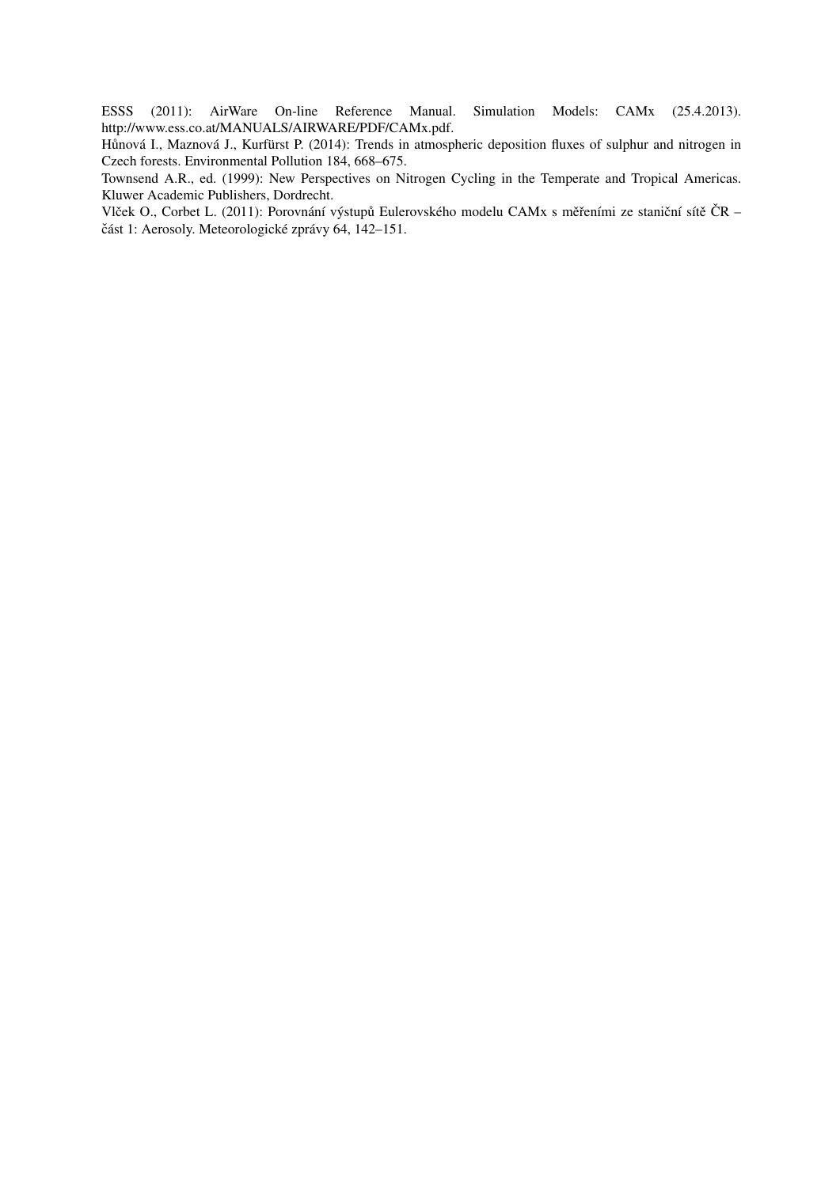ESSS (2011): AirWare On-line Reference Manual. Simulation Models: CAMx (25.4.2013). http://www.ess.co.at/MANUALS/AIRWARE/PDF/CAMx.pdf.

Hůnová I., Maznová J., Kurfürst P. (2014): Trends in atmospheric deposition fluxes of sulphur and nitrogen in Czech forests. Environmental Pollution 184, 668–675.

Townsend A.R., ed. (1999): New Perspectives on Nitrogen Cycling in the Temperate and Tropical Americas. Kluwer Academic Publishers, Dordrecht.

Vlček O., Corbet L. (2011): Porovnání výstupů Eulerovského modelu CAMx s měřeními ze staniční sítě ČR – část 1: Aerosoly. Meteorologické zprávy 64, 142–151.